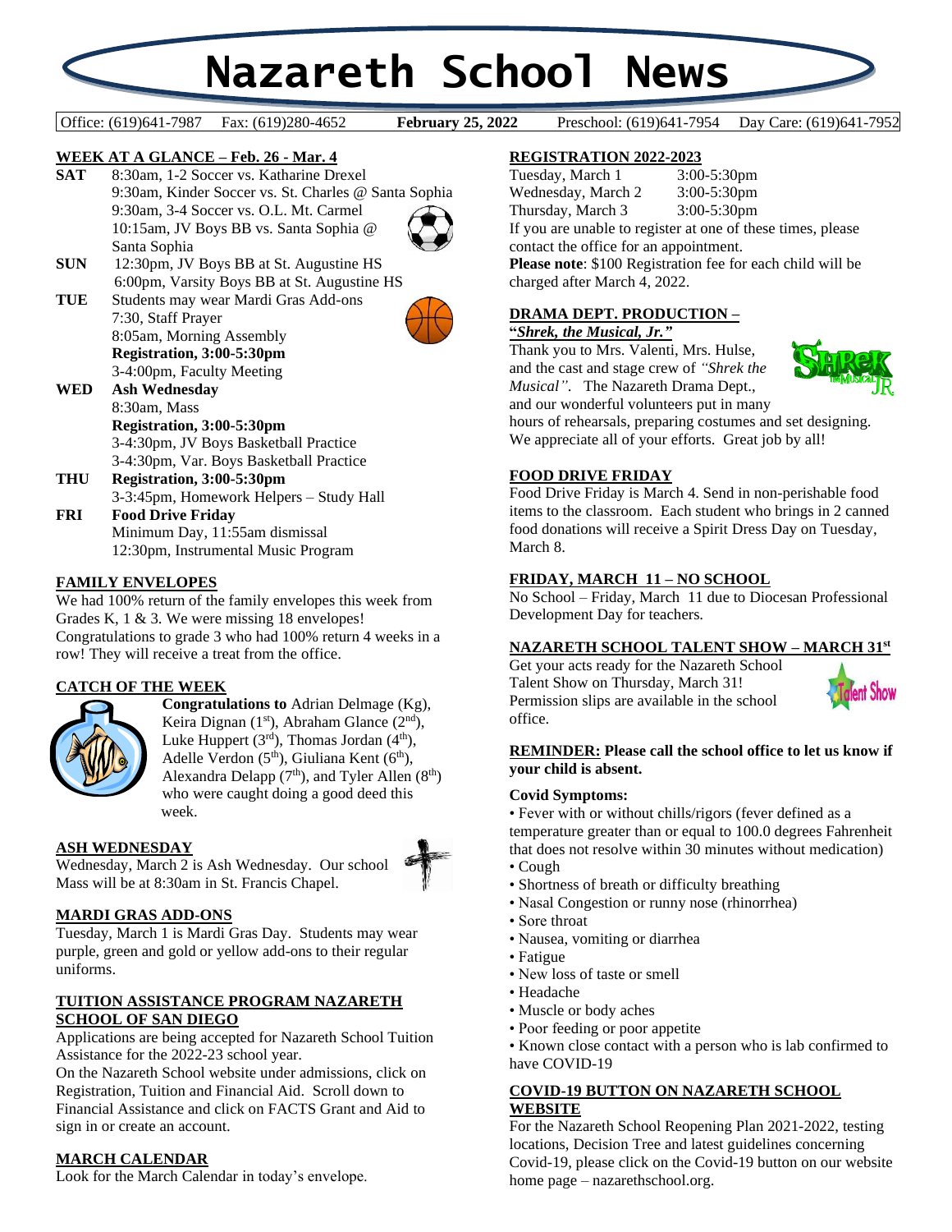# Nazareth School News

Office: (619)641-7987 Fax: (619)280-4652 **February 25, 2022** Preschool: (619)641-7954 Day Care: (619)641-7952

## WEEK AT A GLANCE – Feb. 26 - Mar. 4

**SAT**
- 8:30am, 1-2 Soccer vs. Katharine Drexel
- 9:30am, Kinder Soccer vs. St. Charles @ Santa Sophia
- 9:30am, 3-4 Soccer vs. O.L. Mt. Carmel
- 10:15am, JV Boys BB vs. Santa Sophia @ Santa Sophia

**SUN**
- 12:30pm, JV Boys BB at St. Augustine HS
- 6:00pm, Varsity Boys BB at St. Augustine HS

**TUE**
- Students may wear Mardi Gras Add-ons
- 7:30, Staff Prayer
- 8:05am, Morning Assembly
- **Registration, 3:00-5:30pm**
- 3-4:00pm, Faculty Meeting

**WED**
- **Ash Wednesday**
- 8:30am, Mass
- **Registration, 3:00-5:30pm**
- 3-4:30pm, JV Boys Basketball Practice
- 3-4:30pm, Var. Boys Basketball Practice

**THU**
- **Registration, 3:00-5:30pm**
- 3-3:45pm, Homework Helpers – Study Hall

**FRI**
- **Food Drive Friday**
- Minimum Day, 11:55am dismissal
- 12:30pm, Instrumental Music Program

## FAMILY ENVELOPES

We had 100% return of the family envelopes this week from Grades K, 1 & 3. We were missing 18 envelopes! Congratulations to grade 3 who had 100% return 4 weeks in a row! They will receive a treat from the office.

## CATCH OF THE WEEK

**Congratulations to** Adrian Delmage (Kg), Keira Dignan (1st), Abraham Glance (2nd), Luke Huppert (3rd), Thomas Jordan (4th), Adelle Verdon (5th), Giuliana Kent (6th), Alexandra Delapp (7th), and Tyler Allen (8th) who were caught doing a good deed this week.

## ASH WEDNESDAY

Wednesday, March 2 is Ash Wednesday. Our school Mass will be at 8:30am in St. Francis Chapel.

## MARDI GRAS ADD-ONS

Tuesday, March 1 is Mardi Gras Day. Students may wear purple, green and gold or yellow add-ons to their regular uniforms.

## TUITION ASSISTANCE PROGRAM NAZARETH SCHOOL OF SAN DIEGO

Applications are being accepted for Nazareth School Tuition Assistance for the 2022-23 school year.

On the Nazareth School website under admissions, click on Registration, Tuition and Financial Aid. Scroll down to Financial Assistance and click on FACTS Grant and Aid to sign in or create an account.

## MARCH CALENDAR

Look for the March Calendar in today's envelope.

## REGISTRATION 2022-2023

| | |
|---|---|
| Tuesday, March 1 | 3:00-5:30pm |
| Wednesday, March 2 | 3:00-5:30pm |
| Thursday, March 3 | 3:00-5:30pm |

If you are unable to register at one of these times, please contact the office for an appointment.

**Please note**: $100 Registration fee for each child will be charged after March 4, 2022.

## DRAMA DEPT. PRODUCTION – "*Shrek, the Musical, Jr.*"

Thank you to Mrs. Valenti, Mrs. Hulse, and the cast and stage crew of *"Shrek the Musical"*. The Nazareth Drama Dept., and our wonderful volunteers put in many hours of rehearsals, preparing costumes and set designing. We appreciate all of your efforts. Great job by all!

## FOOD DRIVE FRIDAY

Food Drive Friday is March 4. Send in non-perishable food items to the classroom. Each student who brings in 2 canned food donations will receive a Spirit Dress Day on Tuesday, March 8.

## FRIDAY, MARCH 11 – NO SCHOOL

No School – Friday, March 11 due to Diocesan Professional Development Day for teachers.

## NAZARETH SCHOOL TALENT SHOW – MARCH 31st

Get your acts ready for the Nazareth School Talent Show on Thursday, March 31! Permission slips are available in the school office.

**REMINDER: Please call the school office to let us know if your child is absent.**

**Covid Symptoms:**

- Fever with or without chills/rigors (fever defined as a temperature greater than or equal to 100.0 degrees Fahrenheit that does not resolve within 30 minutes without medication)
- Cough
- Shortness of breath or difficulty breathing
- Nasal Congestion or runny nose (rhinorrhea)
- Sore throat
- Nausea, vomiting or diarrhea
- Fatigue
- New loss of taste or smell
- Headache
- Muscle or body aches
- Poor feeding or poor appetite
- Known close contact with a person who is lab confirmed to have COVID-19

## COVID-19 BUTTON ON NAZARETH SCHOOL WEBSITE

For the Nazareth School Reopening Plan 2021-2022, testing locations, Decision Tree and latest guidelines concerning Covid-19, please click on the Covid-19 button on our website home page – nazarethschool.org.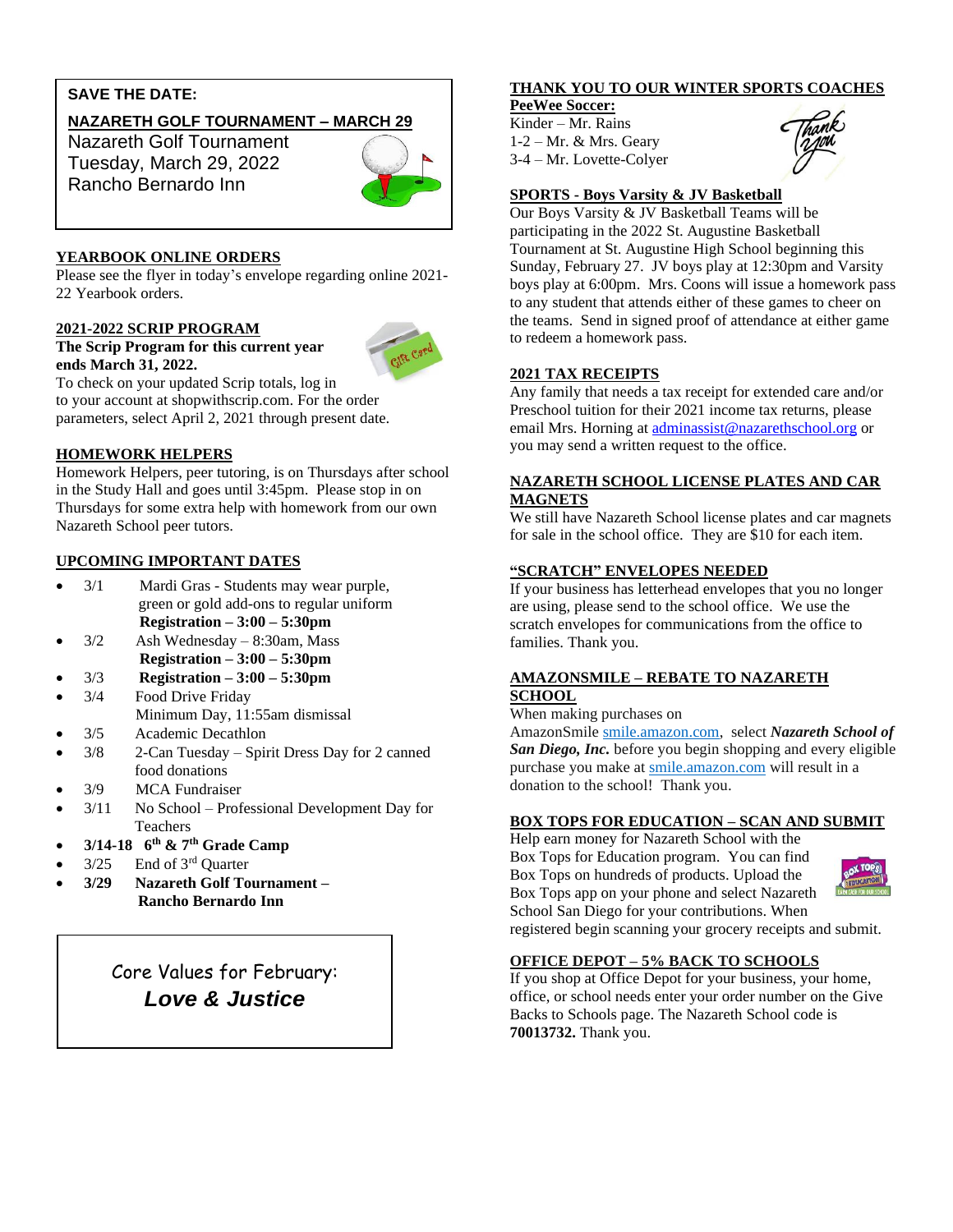**SAVE THE DATE:**

**NAZARETH GOLF TOURNAMENT – MARCH 29**

Nazareth Golf Tournament
Tuesday, March 29, 2022
Rancho Bernardo Inn

## YEARBOOK ONLINE ORDERS

Please see the flyer in today's envelope regarding online 2021-22 Yearbook orders.

## 2021-2022 SCRIP PROGRAM

**The Scrip Program for this current year ends March 31, 2022.**

To check on your updated Scrip totals, log in to your account at shopwithscrip.com. For the order parameters, select April 2, 2021 through present date.

## HOMEWORK HELPERS

Homework Helpers, peer tutoring, is on Thursdays after school in the Study Hall and goes until 3:45pm. Please stop in on Thursdays for some extra help with homework from our own Nazareth School peer tutors.

## UPCOMING IMPORTANT DATES

- 3/1 Mardi Gras - Students may wear purple, green or gold add-ons to regular uniform
  **Registration – 3:00 – 5:30pm**
- 3/2 Ash Wednesday – 8:30am, Mass
  **Registration – 3:00 – 5:30pm**
- 3/3 **Registration – 3:00 – 5:30pm**
- 3/4 Food Drive Friday
  Minimum Day, 11:55am dismissal
- 3/5 Academic Decathlon
- 3/8 2-Can Tuesday – Spirit Dress Day for 2 canned food donations
- 3/9 MCA Fundraiser
- 3/11 No School – Professional Development Day for Teachers
- **3/14-18 6th & 7th Grade Camp**
- 3/25 End of 3rd Quarter
- **3/29 Nazareth Golf Tournament – Rancho Bernardo Inn**

Core Values for February:
***Love & Justice***

## THANK YOU TO OUR WINTER SPORTS COACHES

**PeeWee Soccer:**
Kinder – Mr. Rains
1-2 – Mr. & Mrs. Geary
3-4 – Mr. Lovette-Colyer

## SPORTS - Boys Varsity & JV Basketball

Our Boys Varsity & JV Basketball Teams will be participating in the 2022 St. Augustine Basketball Tournament at St. Augustine High School beginning this Sunday, February 27. JV boys play at 12:30pm and Varsity boys play at 6:00pm. Mrs. Coons will issue a homework pass to any student that attends either of these games to cheer on the teams. Send in signed proof of attendance at either game to redeem a homework pass.

## 2021 TAX RECEIPTS

Any family that needs a tax receipt for extended care and/or Preschool tuition for their 2021 income tax returns, please email Mrs. Horning at adminassist@nazarethschool.org or you may send a written request to the office.

## NAZARETH SCHOOL LICENSE PLATES AND CAR MAGNETS

We still have Nazareth School license plates and car magnets for sale in the school office. They are $10 for each item.

## "SCRATCH" ENVELOPES NEEDED

If your business has letterhead envelopes that you no longer are using, please send to the school office. We use the scratch envelopes for communications from the office to families. Thank you.

## AMAZONSMILE – REBATE TO NAZARETH SCHOOL

When making purchases on AmazonSmile smile.amazon.com, select ***Nazareth School of San Diego, Inc.*** before you begin shopping and every eligible purchase you make at smile.amazon.com will result in a donation to the school! Thank you.

## BOX TOPS FOR EDUCATION – SCAN AND SUBMIT

Help earn money for Nazareth School with the Box Tops for Education program. You can find Box Tops on hundreds of products. Upload the Box Tops app on your phone and select Nazareth School San Diego for your contributions. When registered begin scanning your grocery receipts and submit.

## OFFICE DEPOT – 5% BACK TO SCHOOLS

If you shop at Office Depot for your business, your home, office, or school needs enter your order number on the Give Backs to Schools page. The Nazareth School code is **70013732.** Thank you.